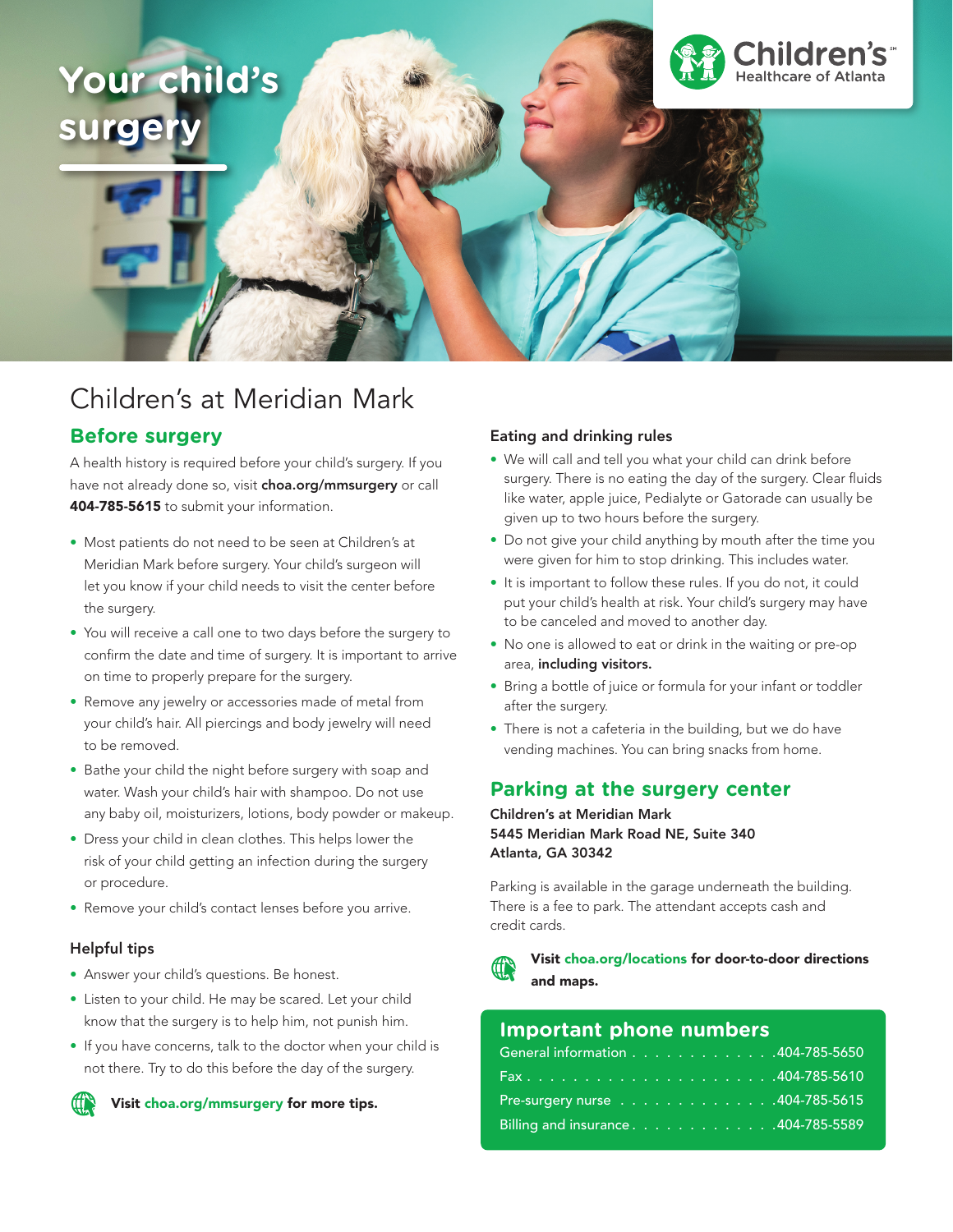# Your child's surgery

Children's Healthcare of Atlanta

## Children's at Meridian Mark

### Before surgery

A health history is required before your child's surgery. If you have not already done so, visit **choa.org/mmsurgery** or call **404-785-5615** to submit your information.

- Most patients do not need to be seen at Children's at Meridian Mark before surgery. Your child's surgeon will let you know if your child needs to visit the center before the surgery.
- You will receive a call one to two days before the surgery to confirm the date and time of surgery. It is important to arrive on time to properly prepare for the surgery.
- Remove any jewelry or accessories made of metal from your child's hair. All piercings and body jewelry will need to be removed.
- Bathe your child the night before surgery with soap and water. Wash your child's hair with shampoo. Do not use any baby oil, moisturizers, lotions, body powder or makeup.
- Dress your child in clean clothes. This helps lower the risk of your child getting an infection during the surgery or procedure.
- Remove your child's contact lenses before you arrive.

#### Helpful tips

- Answer your child's questions. Be honest.
- Listen to your child. He may be scared. Let your child know that the surgery is to help him, not punish him.
- If you have concerns, talk to the doctor when your child is not there. Try to do this before the day of the surgery.

**Visit choa.org/mmsurgery for more tips.**

#### Eating and drinking rules

- We will call and tell you what your child can drink before surgery. There is no eating the day of the surgery. Clear fluids like water, apple juice, Pedialyte or Gatorade can usually be given up to two hours before the surgery.
- Do not give your child anything by mouth after the time you were given for him to stop drinking. This includes water.
- It is important to follow these rules. If you do not, it could put your child's health at risk. Your child's surgery may have to be canceled and moved to another day.
- No one is allowed to eat or drink in the waiting or pre-op area, **including visitors.**
- Bring a bottle of juice or formula for your infant or toddler after the surgery.
- There is not a cafeteria in the building, but we do have vending machines. You can bring snacks from home.

### Parking at the surgery center

**Children's at Meridian Mark**
**5445 Meridian Mark Road NE, Suite 340**
**Atlanta, GA 30342**

Parking is available in the garage underneath the building. There is a fee to park. The attendant accepts cash and credit cards.

**Visit choa.org/locations for door-to-door directions and maps.**

### Important phone numbers

| | |
|---|---|
| General information | 404-785-5650 |
| Fax | 404-785-5610 |
| Pre-surgery nurse | 404-785-5615 |
| Billing and insurance | 404-785-5589 |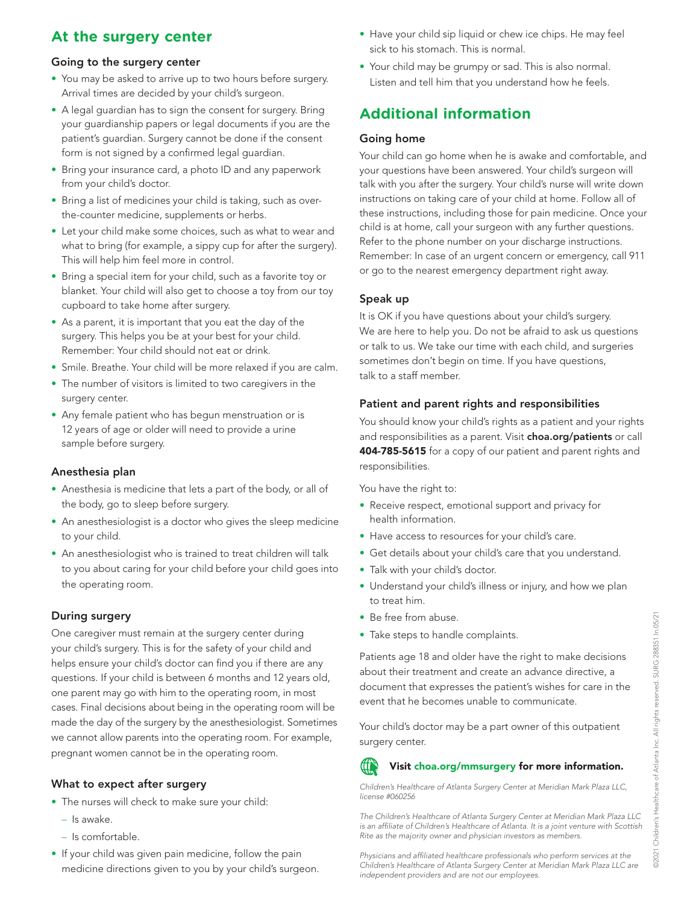## At the surgery center

### Going to the surgery center

- You may be asked to arrive up to two hours before surgery. Arrival times are decided by your child's surgeon.
- A legal guardian has to sign the consent for surgery. Bring your guardianship papers or legal documents if you are the patient's guardian. Surgery cannot be done if the consent form is not signed by a confirmed legal guardian.
- Bring your insurance card, a photo ID and any paperwork from your child's doctor.
- Bring a list of medicines your child is taking, such as over-the-counter medicine, supplements or herbs.
- Let your child make some choices, such as what to wear and what to bring (for example, a sippy cup for after the surgery). This will help him feel more in control.
- Bring a special item for your child, such as a favorite toy or blanket. Your child will also get to choose a toy from our toy cupboard to take home after surgery.
- As a parent, it is important that you eat the day of the surgery. This helps you be at your best for your child. Remember: Your child should not eat or drink.
- Smile. Breathe. Your child will be more relaxed if you are calm.
- The number of visitors is limited to two caregivers in the surgery center.
- Any female patient who has begun menstruation or is 12 years of age or older will need to provide a urine sample before surgery.

### Anesthesia plan

- Anesthesia is medicine that lets a part of the body, or all of the body, go to sleep before surgery.
- An anesthesiologist is a doctor who gives the sleep medicine to your child.
- An anesthesiologist who is trained to treat children will talk to you about caring for your child before your child goes into the operating room.

### During surgery

One caregiver must remain at the surgery center during your child's surgery. This is for the safety of your child and helps ensure your child's doctor can find you if there are any questions. If your child is between 6 months and 12 years old, one parent may go with him to the operating room, in most cases. Final decisions about being in the operating room will be made the day of the surgery by the anesthesiologist. Sometimes we cannot allow parents into the operating room. For example, pregnant women cannot be in the operating room.

### What to expect after surgery

- The nurses will check to make sure your child:
  - Is awake.
  - Is comfortable.
- If your child was given pain medicine, follow the pain medicine directions given to you by your child's surgeon.
- Have your child sip liquid or chew ice chips. He may feel sick to his stomach. This is normal.
- Your child may be grumpy or sad. This is also normal. Listen and tell him that you understand how he feels.

## Additional information

### Going home

Your child can go home when he is awake and comfortable, and your questions have been answered. Your child's surgeon will talk with you after the surgery. Your child's nurse will write down instructions on taking care of your child at home. Follow all of these instructions, including those for pain medicine. Once your child is at home, call your surgeon with any further questions. Refer to the phone number on your discharge instructions. Remember: In case of an urgent concern or emergency, call 911 or go to the nearest emergency department right away.

### Speak up

It is OK if you have questions about your child's surgery. We are here to help you. Do not be afraid to ask us questions or talk to us. We take our time with each child, and surgeries sometimes don't begin on time. If you have questions, talk to a staff member.

### Patient and parent rights and responsibilities

You should know your child's rights as a patient and your rights and responsibilities as a parent. Visit **choa.org/patients** or call **404-785-5615** for a copy of our patient and parent rights and responsibilities.

You have the right to:

- Receive respect, emotional support and privacy for health information.
- Have access to resources for your child's care.
- Get details about your child's care that you understand.
- Talk with your child's doctor.
- Understand your child's illness or injury, and how we plan to treat him.
- Be free from abuse.
- Take steps to handle complaints.

Patients age 18 and older have the right to make decisions about their treatment and create an advance directive, a document that expresses the patient's wishes for care in the event that he becomes unable to communicate.

Your child's doctor may be a part owner of this outpatient surgery center.

**Visit choa.org/mmsurgery for more information.**

*Children's Healthcare of Atlanta Surgery Center at Meridian Mark Plaza LLC, license #060256*

*The Children's Healthcare of Atlanta Surgery Center at Meridian Mark Plaza LLC is an affiliate of Children's Healthcare of Atlanta. It is a joint venture with Scottish Rite as the majority owner and physician investors as members.*

*Physicians and affiliated healthcare professionals who perform services at the Children's Healthcare of Atlanta Surgery Center at Meridian Mark Plaza LLC are independent providers and are not our employees.*

©2021 Children's Healthcare of Atlanta Inc. All rights reserved. SURG 288351.ln.05/21